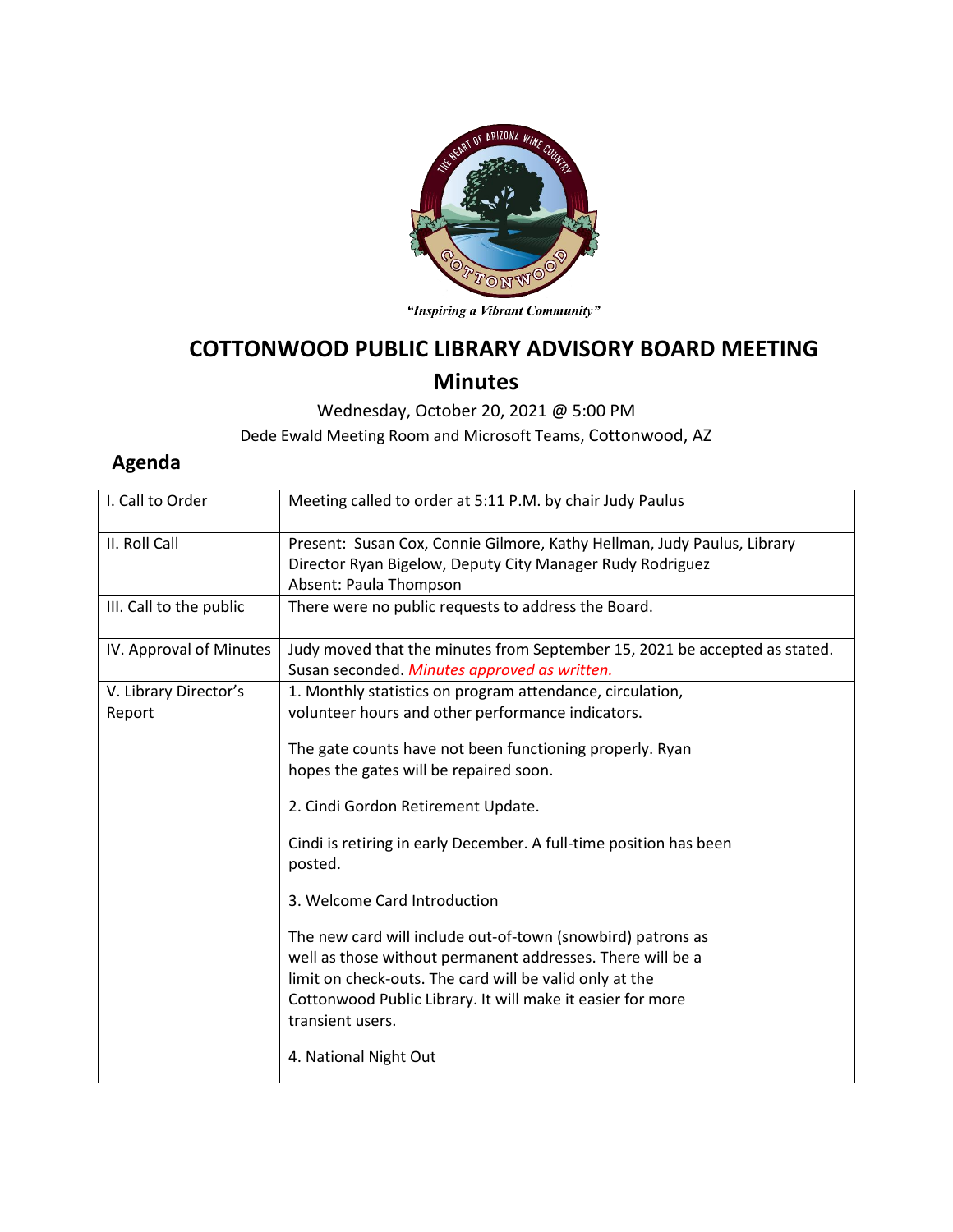"Inspiring a Vibrant Community"

# COTTONWOOD PUBLIC LIBRARY ADVISORY BOARD MEETING

## Minutes

Wednesday, October 20, 2021 @ 5:00 PM

Dede Ewald Meeting Room and Microsoft Teams, Cottonwood, AZ

## Agenda

| | |
|---|---|
| I. Call to Order | Meeting called to order at 5:11 P.M. by chair Judy Paulus |
| II. Roll Call | Present: Susan Cox, Connie Gilmore, Kathy Hellman, Judy Paulus, Library Director Ryan Bigelow, Deputy City Manager Rudy Rodriguez<br>Absent: Paula Thompson |
| III. Call to the public | There were no public requests to address the Board. |
| IV. Approval of Minutes | Judy moved that the minutes from September 15, 2021 be accepted as stated. Susan seconded. *Minutes approved as written.* |
| V. Library Director's Report | 1. Monthly statistics on program attendance, circulation, volunteer hours and other performance indicators.<br><br>The gate counts have not been functioning properly. Ryan hopes the gates will be repaired soon.<br><br>2. Cindi Gordon Retirement Update.<br><br>Cindi is retiring in early December. A full-time position has been posted.<br><br>3. Welcome Card Introduction<br><br>The new card will include out-of-town (snowbird) patrons as well as those without permanent addresses. There will be a limit on check-outs. The card will be valid only at the Cottonwood Public Library. It will make it easier for more transient users.<br><br>4. National Night Out |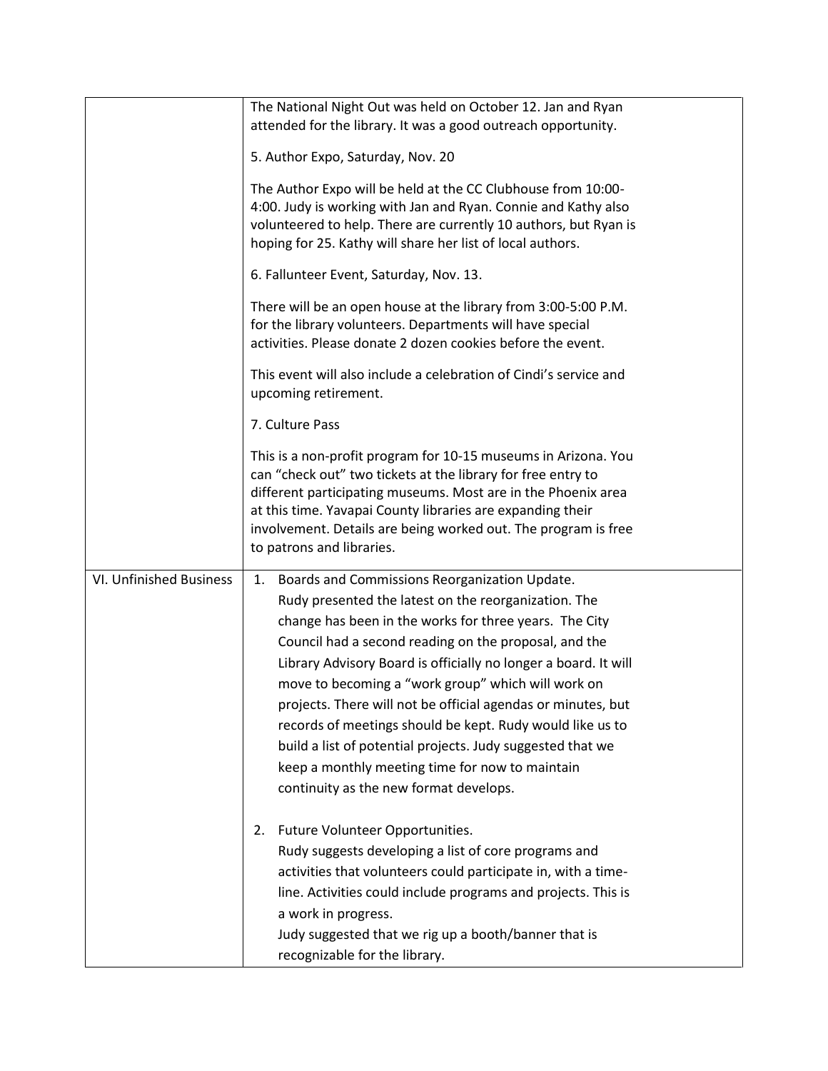| | |
|---|---|
| | The National Night Out was held on October 12. Jan and Ryan attended for the library. It was a good outreach opportunity.<br><br>5. Author Expo, Saturday, Nov. 20<br><br>The Author Expo will be held at the CC Clubhouse from 10:00-4:00. Judy is working with Jan and Ryan. Connie and Kathy also volunteered to help. There are currently 10 authors, but Ryan is hoping for 25. Kathy will share her list of local authors.<br><br>6. Fallunteer Event, Saturday, Nov. 13.<br><br>There will be an open house at the library from 3:00-5:00 P.M. for the library volunteers. Departments will have special activities. Please donate 2 dozen cookies before the event.<br><br>This event will also include a celebration of Cindi's service and upcoming retirement.<br><br>7. Culture Pass<br><br>This is a non-profit program for 10-15 museums in Arizona. You can "check out" two tickets at the library for free entry to different participating museums. Most are in the Phoenix area at this time. Yavapai County libraries are expanding their involvement. Details are being worked out. The program is free to patrons and libraries. |
| VI. Unfinished Business | 1. Boards and Commissions Reorganization Update.<br>Rudy presented the latest on the reorganization. The change has been in the works for three years. The City Council had a second reading on the proposal, and the Library Advisory Board is officially no longer a board. It will move to becoming a "work group" which will work on projects. There will not be official agendas or minutes, but records of meetings should be kept. Rudy would like us to build a list of potential projects. Judy suggested that we keep a monthly meeting time for now to maintain continuity as the new format develops.<br><br>2. Future Volunteer Opportunities.<br>Rudy suggests developing a list of core programs and activities that volunteers could participate in, with a time-line. Activities could include programs and projects. This is a work in progress.<br>Judy suggested that we rig up a booth/banner that is recognizable for the library. |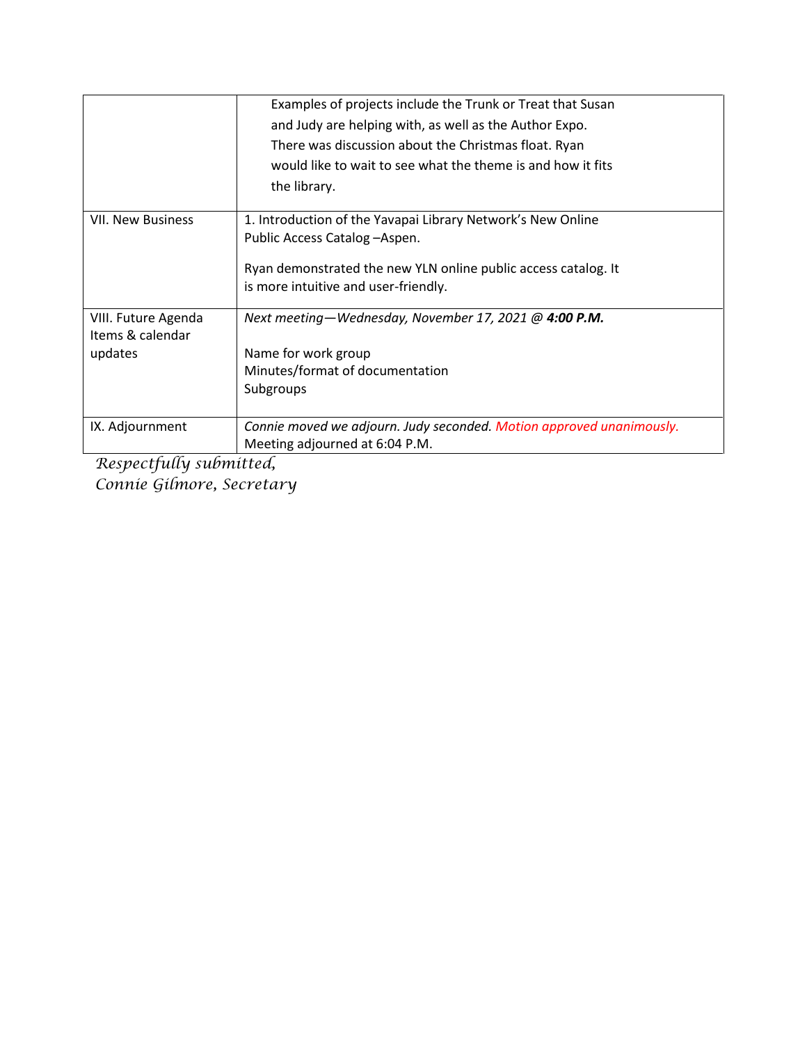| | |
|---|---|
| | Examples of projects include the Trunk or Treat that Susan and Judy are helping with, as well as the Author Expo. There was discussion about the Christmas float. Ryan would like to wait to see what the theme is and how it fits the library. |
| VII. New Business | 1. Introduction of the Yavapai Library Network's New Online Public Access Catalog –Aspen.<br><br>Ryan demonstrated the new YLN online public access catalog. It is more intuitive and user-friendly. |
| VIII. Future Agenda Items & calendar updates | *Next meeting—Wednesday, November 17, 2021 @ **4:00 P.M.***<br><br>Name for work group<br>Minutes/format of documentation<br>Subgroups |
| IX. Adjournment | *Connie moved we adjourn. Judy seconded. Motion approved unanimously.*<br>Meeting adjourned at 6:04 P.M. |

*Respectfully submitted,*
*Connie Gilmore, Secretary*